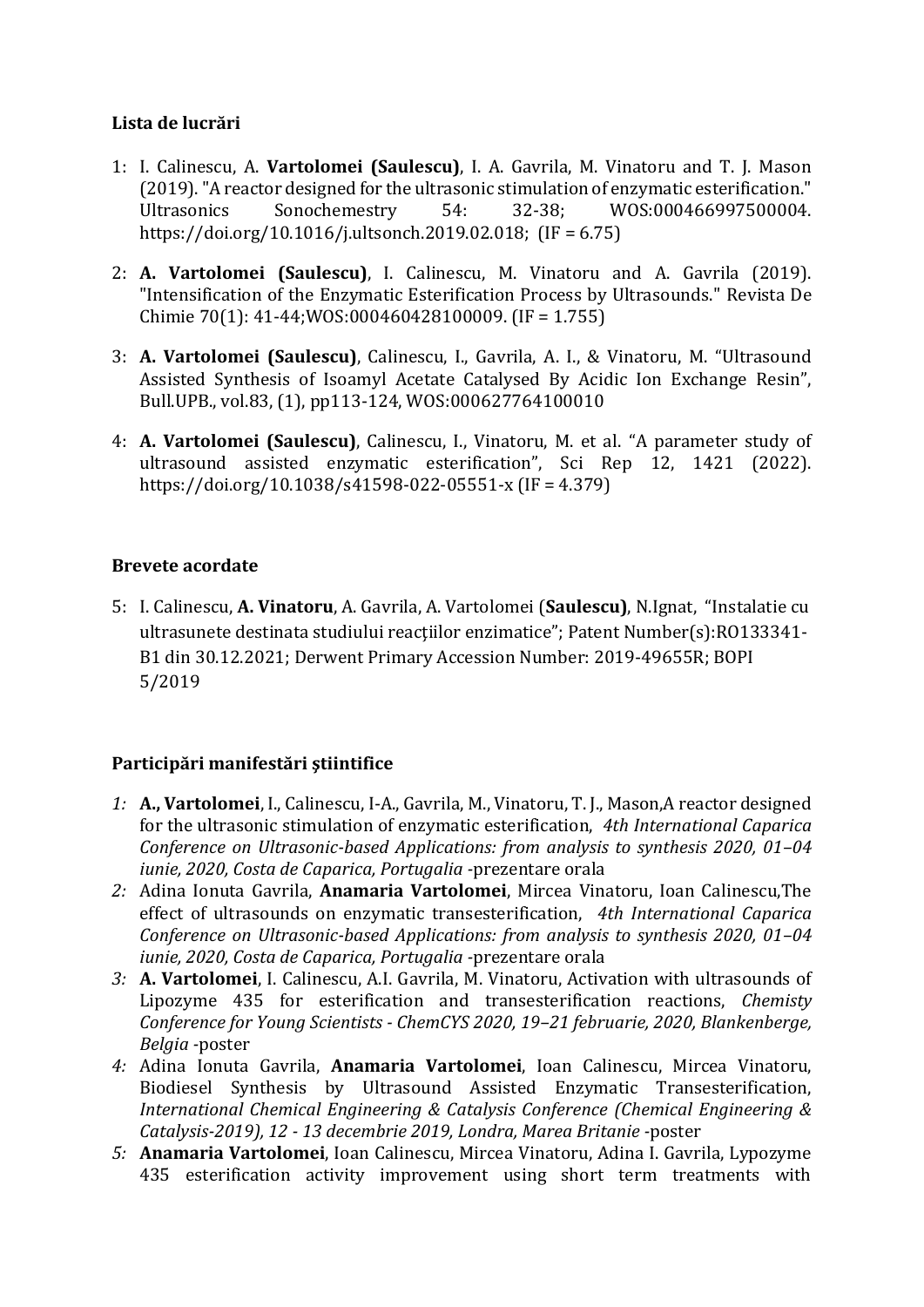**Lista de lucrări**

1: I. Calinescu, A. **Vartolomei (Saulescu)**, I. A. Gavrila, M. Vinatoru and T. J. Mason (2019). "A reactor designed for the ultrasonic stimulation of enzymatic esterification." Ultrasonics Sonochemistry 54: 32-38; WOS:000466997500004. https://doi.org/10.1016/j.ultsonch.2019.02.018; (IF = 6.75)

2: **A. Vartolomei (Saulescu)**, I. Calinescu, M. Vinatoru and A. Gavrila (2019). "Intensification of the Enzymatic Esterification Process by Ultrasounds." Revista De Chimie 70(1): 41-44;WOS:000460428100009. (IF = 1.755)

3: **A. Vartolomei (Saulescu)**, Calinescu, I., Gavrila, A. I., & Vinatoru, M. "Ultrasound Assisted Synthesis of Isoamyl Acetate Catalysed By Acidic Ion Exchange Resin", Bull.UPB., vol.83, (1), pp113-124, WOS:000627764100010

4: **A. Vartolomei (Saulescu)**, Calinescu, I., Vinatoru, M. et al. "A parameter study of ultrasound assisted enzymatic esterification", Sci Rep 12, 1421 (2022). https://doi.org/10.1038/s41598-022-05551-x (IF = 4.379)

**Brevete acordate**

5: I. Calinescu, **A. Vinatoru**, A. Gavrila, A. Vartolomei (**Saulescu**), N.Ignat, "Instalatie cu ultrasunete destinata studiului reacţiilor enzimatice"; Patent Number(s):RO133341-B1 din 30.12.2021; Derwent Primary Accession Number: 2019-49655R; BOPI 5/2019

**Participări manifestări ştiintifice**

*1:* **A., Vartolomei**, I., Calinescu, I-A., Gavrila, M., Vinatoru, T. J., Mason,A reactor designed for the ultrasonic stimulation of enzymatic esterification, *4th International Caparica Conference on Ultrasonic-based Applications: from analysis to synthesis 2020, 01–04 iunie, 2020, Costa de Caparica, Portugalia* -prezentare orala

*2:* Adina Ionuta Gavrila, **Anamaria Vartolomei**, Mircea Vinatoru, Ioan Calinescu,The effect of ultrasounds on enzymatic transesterification, *4th International Caparica Conference on Ultrasonic-based Applications: from analysis to synthesis 2020, 01–04 iunie, 2020, Costa de Caparica, Portugalia* -prezentare orala

*3:* **A. Vartolomei**, I. Calinescu, A.I. Gavrila, M. Vinatoru, Activation with ultrasounds of Lipozyme 435 for esterification and transesterification reactions, *Chemisty Conference for Young Scientists - ChemCYS 2020, 19–21 februarie, 2020, Blankenberge, Belgia* -poster

*4:* Adina Ionuta Gavrila, **Anamaria Vartolomei**, Ioan Calinescu, Mircea Vinatoru, Biodiesel Synthesis by Ultrasound Assisted Enzymatic Transesterification, *International Chemical Engineering & Catalysis Conference (Chemical Engineering & Catalysis-2019), 12 - 13 decembrie 2019, Londra, Marea Britanie* -poster

*5:* **Anamaria Vartolomei**, Ioan Calinescu, Mircea Vinatoru, Adina I. Gavrila, Lypozyme 435 esterification activity improvement using short term treatments with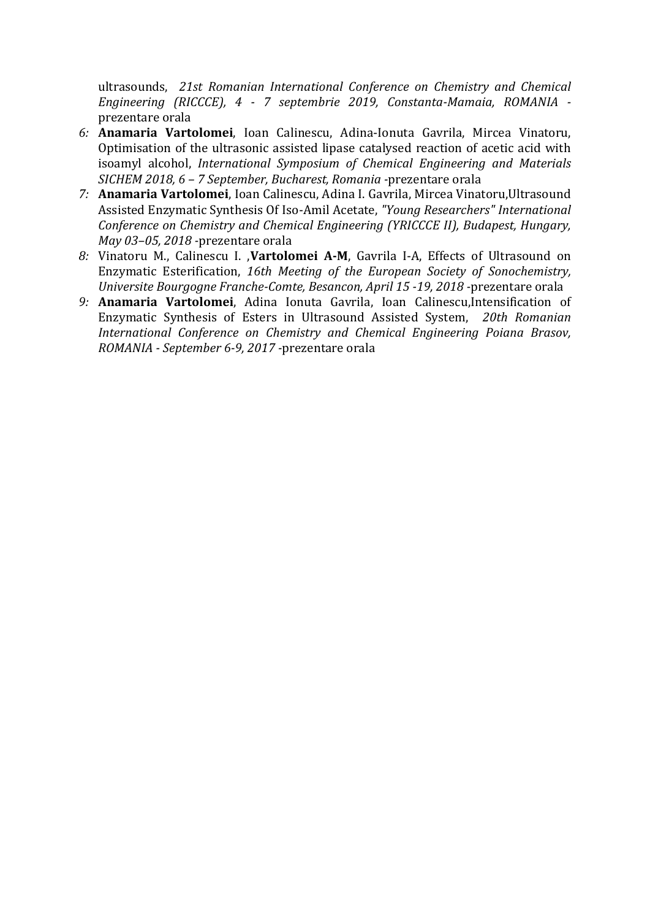ultrasounds, *21st Romanian International Conference on Chemistry and Chemical Engineering (RICCCE), 4 - 7 septembrie 2019, Constanta-Mamaia, ROMANIA* - prezentare orala

*6:* **Anamaria Vartolomei**, Ioan Calinescu, Adina-Ionuta Gavrila, Mircea Vinatoru, Optimisation of the ultrasonic assisted lipase catalysed reaction of acetic acid with isoamyl alcohol, *International Symposium of Chemical Engineering and Materials SICHEM 2018, 6 – 7 September, Bucharest, Romania* -prezentare orala

*7:* **Anamaria Vartolomei**, Ioan Calinescu, Adina I. Gavrila, Mircea Vinatoru,Ultrasound Assisted Enzymatic Synthesis Of Iso-Amil Acetate, *"Young Researchers" International Conference on Chemistry and Chemical Engineering (YRICCCE II), Budapest, Hungary, May 03–05, 2018* -prezentare orala

*8:* Vinatoru M., Calinescu I. ,**Vartolomei A-M**, Gavrila I-A, Effects of Ultrasound on Enzymatic Esterification, *16th Meeting of the European Society of Sonochemistry, Universite Bourgogne Franche-Comte, Besancon, April 15 -19, 2018* -prezentare orala

*9:* **Anamaria Vartolomei**, Adina Ionuta Gavrila, Ioan Calinescu,Intensification of Enzymatic Synthesis of Esters in Ultrasound Assisted System, *20th Romanian International Conference on Chemistry and Chemical Engineering Poiana Brasov, ROMANIA - September 6-9, 2017* -prezentare orala